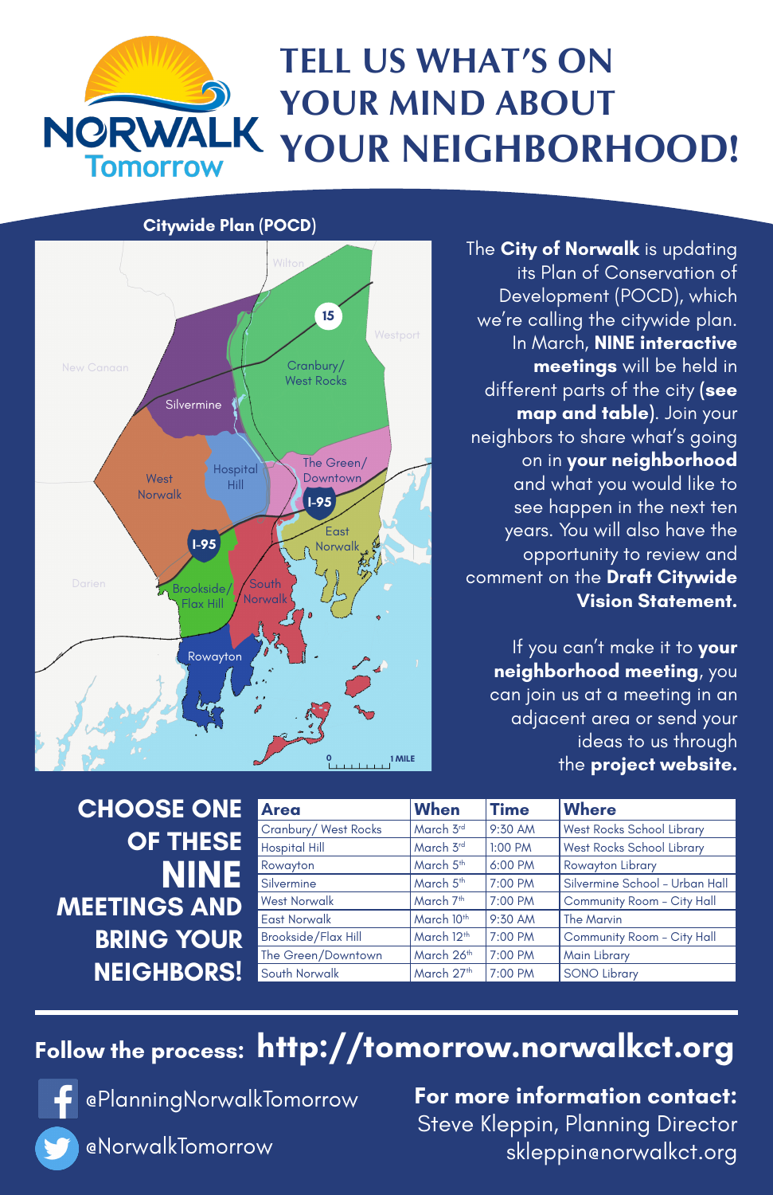# TELL US WHAT'S ON YOUR MIND ABOUT YOUR NEIGHBORHOOD!

**Citywide Plan (POCD)**

The **City of Norwalk** is updating its Plan of Conservation of Development (POCD), which we're calling the citywide plan. In March, **NINE interactive meetings** will be held in different parts of the city **(see map and table)**. Join your neighbors to share what's going on in **your neighborhood** and what you would like to see happen in the next ten years. You will also have the opportunity to review and comment on the **Draft Citywide Vision Statement.**

If you can't make it to **your neighborhood meeting**, you can join us at a meeting in an adjacent area or send your ideas to us through the **project website.**

## CHOOSE ONE OF THESE NINE MEETINGS AND BRING YOUR NEIGHBORS!

| Area | When | Time | Where |
| --- | --- | --- | --- |
| Cranbury/ West Rocks | March 3rd | 9:30 AM | West Rocks School Library |
| Hospital Hill | March 3rd | 1:00 PM | West Rocks School Library |
| Rowayton | March 5th | 6:00 PM | Rowayton Library |
| Silvermine | March 5th | 7:00 PM | Silvermine School – Urban Hall |
| West Norwalk | March 7th | 7:00 PM | Community Room – City Hall |
| East Norwalk | March 10th | 9:30 AM | The Marvin |
| Brookside/Flax Hill | March 12th | 7:00 PM | Community Room – City Hall |
| The Green/Downtown | March 26th | 7:00 PM | Main Library |
| South Norwalk | March 27th | 7:00 PM | SONO Library |

**Follow the process: http://tomorrow.norwalkct.org**

@PlanningNorwalkTomorrow

@NorwalkTomorrow

**For more information contact:**
Steve Kleppin, Planning Director
skleppin@norwalkct.org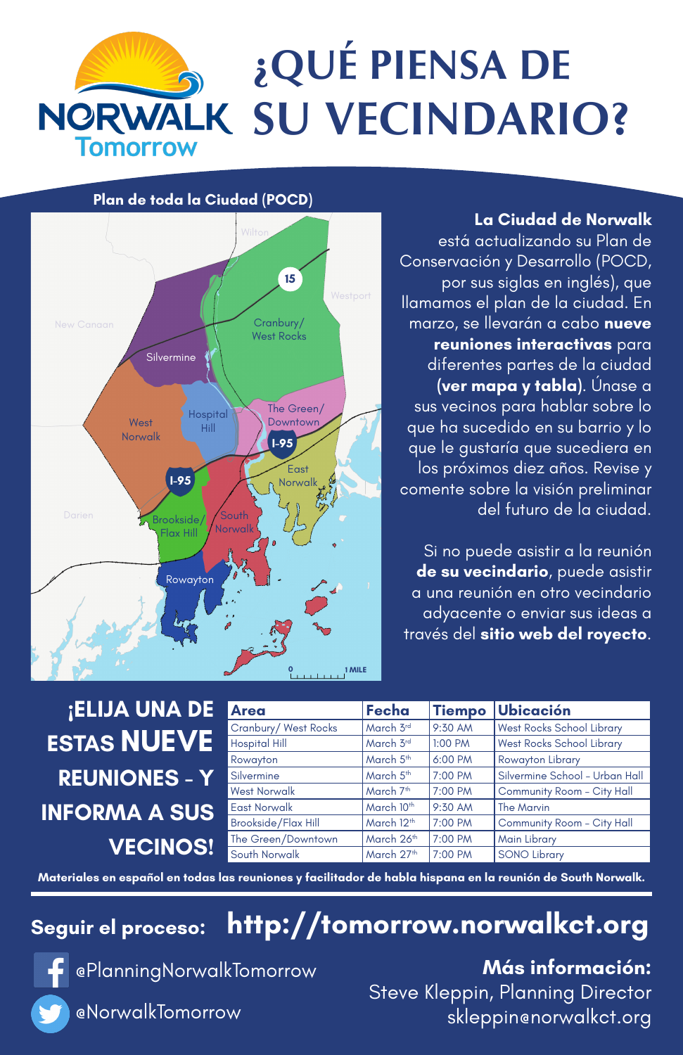# NORWALK Tomorrow

# ¿QUÉ PIENSA DE SU VECINDARIO?

**Plan de toda la Ciudad (POCD)**

Wilton
Westport
New Canaan
Darien
15
Cranbury/ West Rocks
Silvermine
West Norwalk
Hospital Hill
The Green/ Downtown
I-95
East Norwalk
I-95
Brookside/ Flax Hill
South Norwalk
Rowayton
0 1 MILE

**La Ciudad de Norwalk** está actualizando su Plan de Conservación y Desarrollo (POCD, por sus siglas en inglés), que llamamos el plan de la ciudad. En marzo, se llevarán a cabo **nueve reuniones interactivas** para diferentes partes de la ciudad **(ver mapa y tabla)**. Únase a sus vecinos para hablar sobre lo que ha sucedido en su barrio y lo que le gustaría que sucediera en los próximos diez años. Revise y comente sobre la visión preliminar del futuro de la ciudad.

Si no puede asistir a la reunión **de su vecindario**, puede asistir a una reunión en otro vecindario adyacente o enviar sus ideas a través del **sitio web del royecto**.

## ¡ELIJA UNA DE ESTAS NUEVE REUNIONES - Y INFORMA A SUS VECINOS!

| Area | Fecha | Tiempo | Ubicación |
|---|---|---|---|
| Cranbury/ West Rocks | March 3rd | 9:30 AM | West Rocks School Library |
| Hospital Hill | March 3rd | 1:00 PM | West Rocks School Library |
| Rowayton | March 5th | 6:00 PM | Rowayton Library |
| Silvermine | March 5th | 7:00 PM | Silvermine School - Urban Hall |
| West Norwalk | March 7th | 7:00 PM | Community Room - City Hall |
| East Norwalk | March 10th | 9:30 AM | The Marvin |
| Brookside/Flax Hill | March 12th | 7:00 PM | Community Room - City Hall |
| The Green/Downtown | March 26th | 7:00 PM | Main Library |
| South Norwalk | March 27th | 7:00 PM | SONO Library |

**Materiales en español en todas las reuniones y facilitador de habla hispana en la reunión de South Norwalk.**

**Seguir el proceso: http://tomorrow.norwalkct.org**

@PlanningNorwalkTomorrow

@NorwalkTomorrow

**Más información:**
Steve Kleppin, Planning Director
skleppin@norwalkct.org